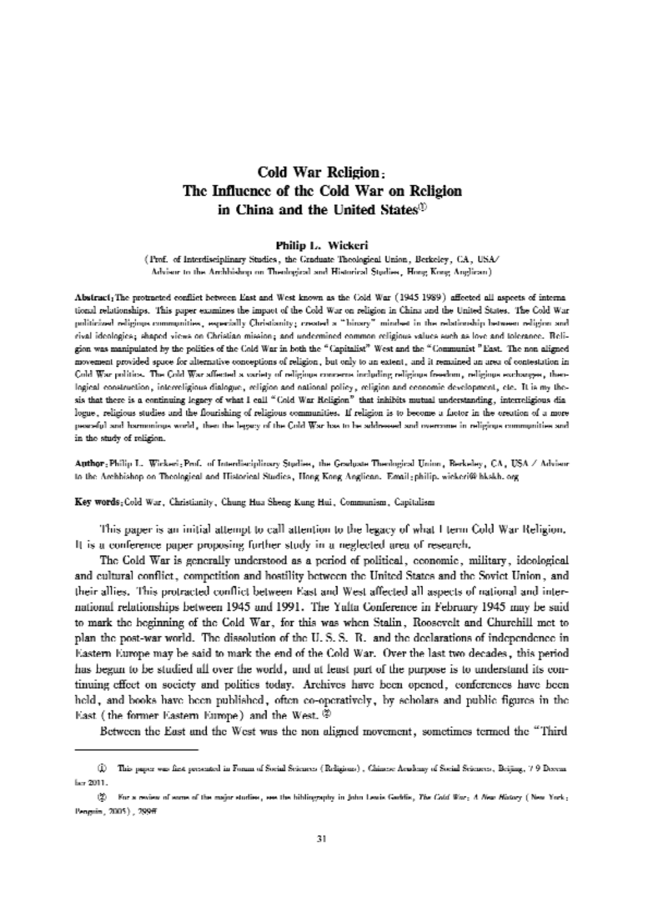# Cold War Religion: The Influence of the Cold War on Religion in China and the United States[1]

**Philip L. Wickeri**

(Prof. of Interdisciplinary Studies, the Graduate Theological Union, Berkeley, CA, USA/ Advisor to the Archbishop on Theological and Historical Studies, Hong Kong Anglican)

**Abstract:** The protracted conflict between East and West known as the Cold War (1945 1989) affected all aspects of international relationships. This paper examines the impact of the Cold War on religion in China and the United States. The Cold War politicized religious communities, especially Christianity; created a "binary" mindset in the relationship between religion and rival ideologies; shaped views on Christian mission; and undermined common religious values such as love and tolerance. Religion was manipulated by the politics of the Cold War in both the "Capitalist" West and the "Communist" East. The non aligned movement provided space for alternative conceptions of religion, but only to an extent, and it remained an area of contestation in Cold War politics. The Cold War affected a variety of religious concerns including religious freedom, religious exchanges, theological construction, interreligious dialogue, religion and national policy, religion and economic development, etc. It is my thesis that there is a continuing legacy of what I call "Cold War Religion" that inhibits mutual understanding, interreligious dialogue, religious studies and the flourishing of religious communities. If religion is to become a factor in the creation of a more peaceful and harmonious world, then the legacy of the Cold War has to be addressed and overcome in religious communities and in the study of religion.

**Author:** Philip L. Wickeri: Prof. of Interdisciplinary Studies, the Graduate Theological Union, Berkeley, CA, USA / Advisor to the Archbishop on Theological and Historical Studies, Hong Kong Anglican. Email: philip.wickeri@hkskh.org

**Key words:** Cold War, Christianity, Chung Hua Sheng Kung Hui, Communism, Capitalism

This paper is an initial attempt to call attention to the legacy of what I term Cold War Religion. It is a conference paper proposing further study in a neglected area of research.

The Cold War is generally understood as a period of political, economic, military, ideological and cultural conflict, competition and hostility between the United States and the Soviet Union, and their allies. This protracted conflict between East and West affected all aspects of national and international relationships between 1945 and 1991. The Yalta Conference in February 1945 may be said to mark the beginning of the Cold War, for this was when Stalin, Roosevelt and Churchill met to plan the post-war world. The dissolution of the U.S.S.R. and the declarations of independence in Eastern Europe may be said to mark the end of the Cold War. Over the last two decades, this period has begun to be studied all over the world, and at least part of the purpose is to understand its continuing effect on society and politics today. Archives have been opened, conferences have been held, and books have been published, often co-operatively, by scholars and public figures in the East (the former Eastern Europe) and the West.[2]

Between the East and the West was the non aligned movement, sometimes termed the "Third

---

[1] This paper was first presented in Forum of Social Sciences (Religious), Chinese Academy of Social Sciences, Beijing, 7 9 December 2011.

[2] For a review of some of the major studies, see the bibliography in John Lewis Gaddis, *The Cold War: A New History* (New York: Penguin, 2005), 299ff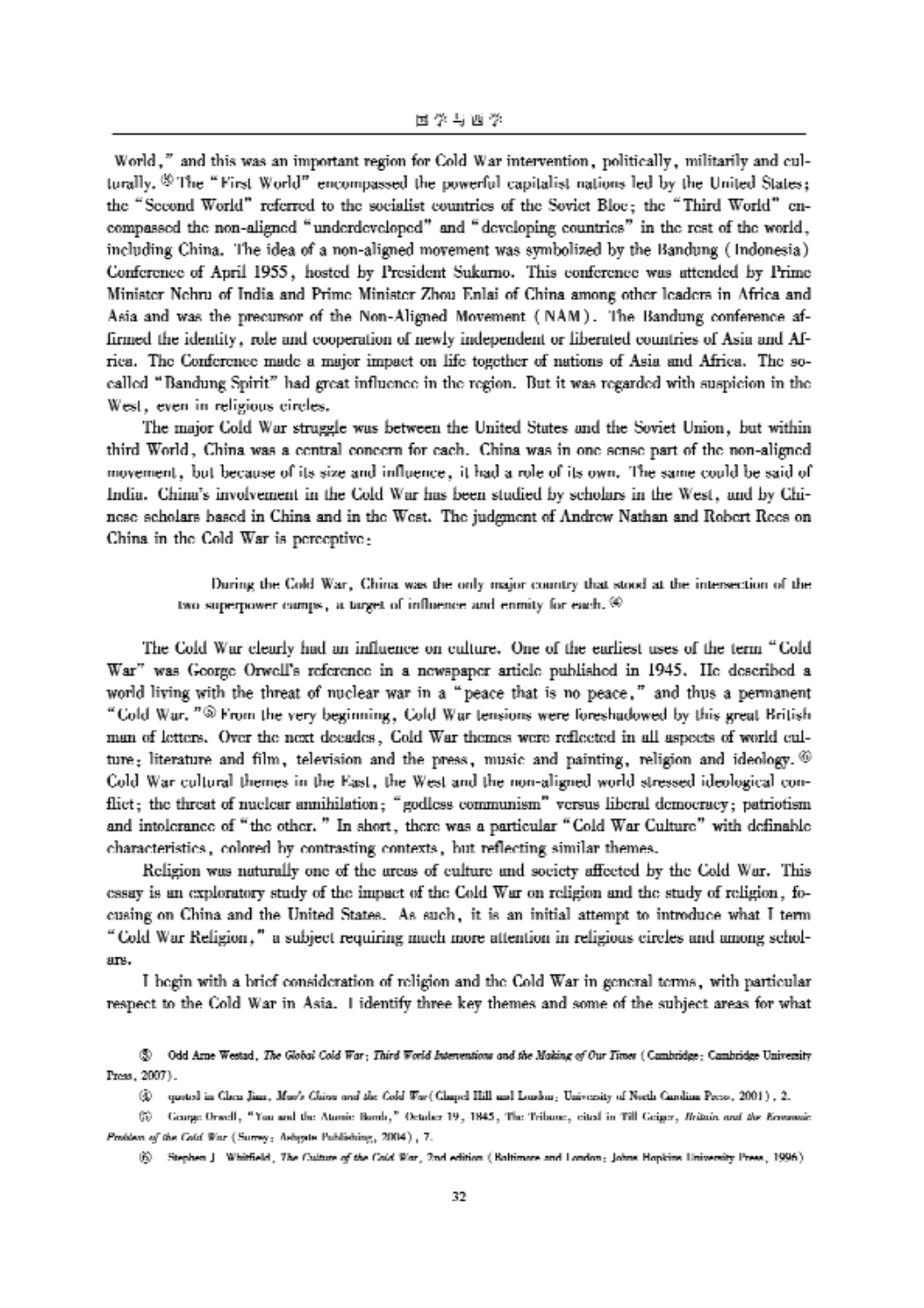World," and this was an important region for Cold War intervention, politically, militarily and culturally.[3] The "First World" encompassed the powerful capitalist nations led by the United States; the "Second World" referred to the socialist countries of the Soviet Bloc; the "Third World" encompassed the non-aligned "underdeveloped" and "developing countries" in the rest of the world, including China. The idea of a non-aligned movement was symbolized by the Bandung (Indonesia) Conference of April 1955, hosted by President Sukarno. This conference was attended by Prime Minister Nehru of India and Prime Minister Zhou Enlai of China among other leaders in Africa and Asia and was the precursor of the Non-Aligned Movement (NAM). The Bandung conference affirmed the identity, role and cooperation of newly independent or liberated countries of Asia and Africa. The Conference made a major impact on life together of nations of Asia and Africa. The so-called "Bandung Spirit" had great influence in the region. But it was regarded with suspicion in the West, even in religious circles.

The major Cold War struggle was between the United States and the Soviet Union, but within third World, China was a central concern for each. China was in one sense part of the non-aligned movement, but because of its size and influence, it had a role of its own. The same could be said of India. China's involvement in the Cold War has been studied by scholars in the West, and by Chinese scholars based in China and in the West. The judgment of Andrew Nathan and Robert Ross on China in the Cold War is perceptive:

> During the Cold War, China was the only major country that stood at the intersection of the two superpower camps, a target of influence and enmity for each.[4]

The Cold War clearly had an influence on culture. One of the earliest uses of the term "Cold War" was George Orwell's reference in a newspaper article published in 1945. He described a world living with the threat of nuclear war in a "peace that is no peace," and thus a permanent "Cold War."[5] From the very beginning, Cold War tensions were foreshadowed by this great British man of letters. Over the next decades, Cold War themes were reflected in all aspects of world culture: literature and film, television and the press, music and painting, religion and ideology.[6] Cold War cultural themes in the East, the West and the non-aligned world stressed ideological conflict; the threat of nuclear annihilation; "godless communism" versus liberal democracy; patriotism and intolerance of "the other." In short, there was a particular "Cold War Culture" with definable characteristics, colored by contrasting contexts, but reflecting similar themes.

Religion was naturally one of the areas of culture and society affected by the Cold War. This essay is an exploratory study of the impact of the Cold War on religion and the study of religion, focusing on China and the United States. As such, it is an initial attempt to introduce what I term "Cold War Religion," a subject requiring much more attention in religious circles and among scholars.

I begin with a brief consideration of religion and the Cold War in general terms, with particular respect to the Cold War in Asia. I identify three key themes and some of the subject areas for what

---

[3] Odd Arne Westad, *The Global Cold War: Third World Interventions and the Making of Our Times* (Cambridge: Cambridge University Press, 2007).

[4] quoted in Chen Jian, *Mao's China and the Cold War* (Chapel Hill and London: University of North Carolina Press, 2001), 2.

[5] George Orwell, "You and the Atomic Bomb," October 19, 1945, The Tribune, cited in Till Geiger, *Britain and the Economic Problem of the Cold War* (Surrey: Ashgate Publishing, 2004), 7.

[6] Stephen J. Whitfield, *The Culture of the Cold War*, 2nd edition (Baltimore and London: Johns Hopkins University Press, 1996)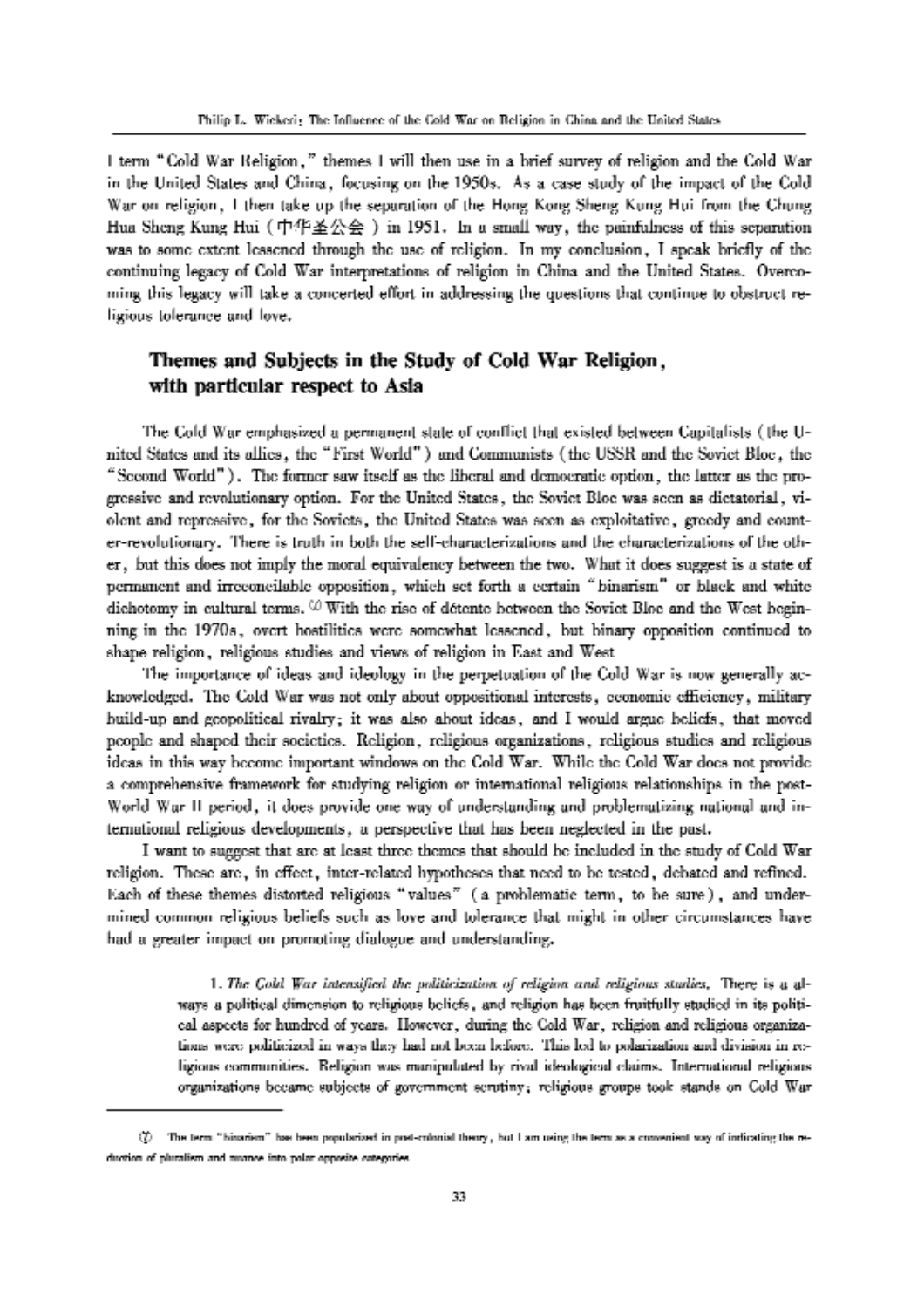I term "Cold War Religion," themes I will then use in a brief survey of religion and the Cold War in the United States and China, focusing on the 1950s. As a case study of the impact of the Cold War on religion, I then take up the separation of the Hong Kong Sheng Kung Hui from the Chung Hua Sheng Kung Hui (中华圣公会) in 1951. In a small way, the painfulness of this separation was to some extent lessened through the use of religion. In my conclusion, I speak briefly of the continuing legacy of Cold War interpretations of religion in China and the United States. Overcoming this legacy will take a concerted effort in addressing the questions that continue to obstruct religious tolerance and love.

## Themes and Subjects in the Study of Cold War Religion, with particular respect to Asia

The Cold War emphasized a permanent state of conflict that existed between Capitalists (the United States and its allies, the "First World") and Communists (the USSR and the Soviet Bloc, the "Second World"). The former saw itself as the liberal and democratic option, the latter as the progressive and revolutionary option. For the United States, the Soviet Bloc was seen as dictatorial, violent and repressive, for the Soviets, the United States was seen as exploitative, greedy and counter-revolutionary. There is truth in both the self-characterizations and the characterizations of the other, but this does not imply the moral equivalency between the two. What it does suggest is a state of permanent and irreconcilable opposition, which set forth a certain "binarism" or black and white dichotomy in cultural terms.[7] With the rise of détente between the Soviet Bloc and the West beginning in the 1970s, overt hostilities were somewhat lessened, but binary opposition continued to shape religion, religious studies and views of religion in East and West.

The importance of ideas and ideology in the perpetuation of the Cold War is now generally acknowledged. The Cold War was not only about oppositional interests, economic efficiency, military build-up and geopolitical rivalry; it was also about ideas, and I would argue beliefs, that moved people and shaped their societies. Religion, religious organizations, religious studies and religious ideas in this way become important windows on the Cold War. While the Cold War does not provide a comprehensive framework for studying religion or international religious relationships in the post-World War II period, it does provide one way of understanding and problematizing national and international religious developments, a perspective that has been neglected in the past.

I want to suggest that are at least three themes that should be included in the study of Cold War religion. These are, in effect, inter-related hypotheses that need to be tested, debated and refined. Each of these themes distorted religious "values" (a problematic term, to be sure), and undermined common religious beliefs such as love and tolerance that might in other circumstances have had a greater impact on promoting dialogue and understanding.

> 1. *The Cold War intensified the politicization of religion and religious studies.* There is a always a political dimension to religious beliefs, and religion has been fruitfully studied in its political aspects for hundred of years. However, during the Cold War, religion and religious organizations were politicized in ways they had not been before. This led to polarization and division in religious communities. Religion was manipulated by rival ideological claims. International religious organizations became subjects of government scrutiny; religious groups took stands on Cold War

---

[7] The term "binarism" has been popularized in post-colonial theory, but I am using the term as a convenient way of indicating the reduction of pluralism and nuance into polar opposite categories.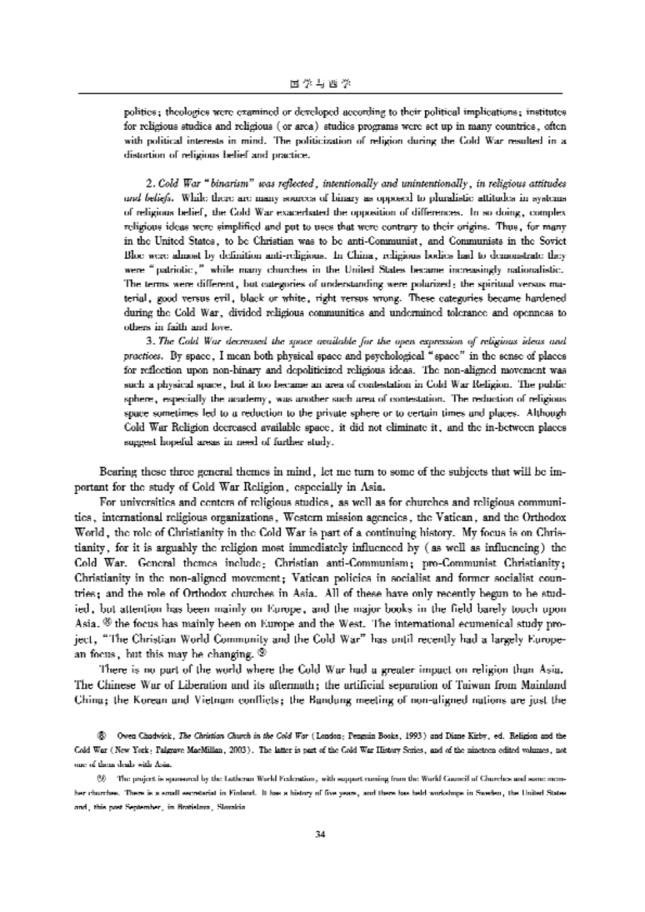politics; theologies were examined or developed according to their political implications; institutes for religious studies and religious (or area) studies programs were set up in many countries, often with political interests in mind. The politicization of religion during the Cold War resulted in a distortion of religious belief and practice.

2. *Cold War "binarism" was reflected, intentionally and unintentionally, in religious attitudes and beliefs.* While there are many sources of binary as opposed to pluralistic attitudes in systems of religious belief, the Cold War exacerbated the opposition of differences. In so doing, complex religious ideas were simplified and put to uses that were contrary to their origins. Thus, for many in the United States, to be Christian was to be anti-Communist, and Communists in the Soviet Bloc were almost by definition anti-religious. In China, religious bodies had to demonstrate they were "patriotic," while many churches in the United States became increasingly nationalistic. The terms were different, but categories of understanding were polarized: the spiritual versus material, good versus evil, black or white, right versus wrong. These categories became hardened during the Cold War, divided religious communities and undermined tolerance and openness to others in faith and love.

3. *The Cold War decreased the space available for the open expression of religious ideas and practices.* By space, I mean both physical space and psychological "space" in the sense of places for reflection upon non-binary and depoliticized religious ideas. The non-aligned movement was such a physical space, but it too became an area of contestation in Cold War Religion. The public sphere, especially the academy, was another such area of contestation. The reduction of religious space sometimes led to a reduction to the private sphere or to certain times and places. Although Cold War Religion decreased available space, it did not eliminate it, and the in-between places suggest hopeful areas in need of further study.

Bearing these three general themes in mind, let me turn to some of the subjects that will be important for the study of Cold War Religion, especially in Asia.

For universities and centers of religious studies, as well as for churches and religious communities, international religious organizations, Western mission agencies, the Vatican, and the Orthodox World, the role of Christianity in the Cold War is part of a continuing history. My focus is on Christianity, for it is arguably the religion most immediately influenced by (as well as influencing) the Cold War. General themes include: Christian anti-Communism; pro-Communist Christianity; Christianity in the non-aligned movement; Vatican policies in socialist and former socialist countries; and the role of Orthodox churches in Asia. All of these have only recently begun to be studied, but attention has been mainly on Europe, and the major books in the field barely touch upon Asia.[8] the focus has mainly been on Europe and the West. The international ecumenical study project, "The Christian World Community and the Cold War" has until recently had a largely European focus, but this may be changing.[9]

There is no part of the world where the Cold War had a greater impact on religion than Asia. The Chinese War of Liberation and its aftermath; the artificial separation of Taiwan from Mainland China; the Korean and Vietnam conflicts; the Bandung meeting of non-aligned nations are just the

[8] Owen Chadwick, *The Christian Church in the Cold War* (London: Penguin Books, 1993) and Diane Kirby, ed. Religion and the Cold War (New York: Palgrave MacMillan, 2003). The latter is part of the Cold War History Series, and of the nineteen edited volumes, not one of them deals with Asia.

[9] The project is sponsored by the Lutheran World Federation, with support coming from the World Council of Churches and some member churches. There is a small secretariat in Finland. It has a history of five years, and there has held workshops in Sweden, the United States and, this past September, in Bratislava, Slovakia.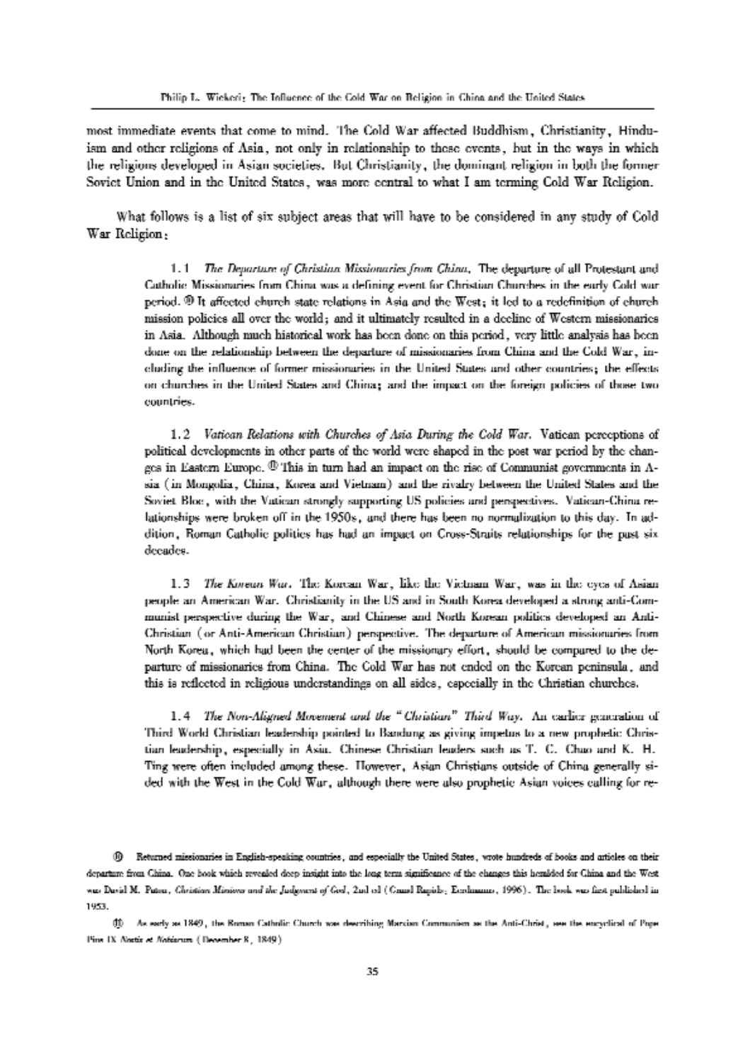most immediate events that come to mind. The Cold War affected Buddhism, Christianity, Hinduism and other religions of Asia, not only in relationship to these events, but in the ways in which the religions developed in Asian societies. But Christianity, the dominant religion in both the former Soviet Union and in the United States, was more central to what I am terming Cold War Religion.

What follows is a list of six subject areas that will have to be considered in any study of Cold War Religion:

1.1 *The Departure of Christian Missionaries from China.* The departure of all Protestant and Catholic Missionaries from China was a defining event for Christian Churches in the early Cold war period. ⑩ It affected church state relations in Asia and the West; it led to a redefinition of church mission policies all over the world; and it ultimately resulted in a decline of Western missionaries in Asia. Although much historical work has been done on this period, very little analysis has been done on the relationship between the departure of missionaries from China and the Cold War, including the influence of former missionaries in the United States and other countries; the effects on churches in the United States and China; and the impact on the foreign policies of those two countries.

1.2 *Vatican Relations with Churches of Asia During the Cold War.* Vatican perceptions of political developments in other parts of the world were shaped in the post war period by the changes in Eastern Europe. ⑪ This in turn had an impact on the rise of Communist governments in Asia (in Mongolia, China, Korea and Vietnam) and the rivalry between the United States and the Soviet Bloc, with the Vatican strongly supporting US policies and perspectives. Vatican-China relationships were broken off in the 1950s, and there has been no normalization to this day. In addition, Roman Catholic politics has had an impact on Cross-Straits relationships for the past six decades.

1.3 *The Korean War.* The Korean War, like the Vietnam War, was in the eyes of Asian people an American War. Christianity in the US and in South Korea developed a strong anti-Communist perspective during the War, and Chinese and North Korean politics developed an Anti-Christian (or Anti-American Christian) perspective. The departure of American missionaries from North Korea, which had been the center of the missionary effort, should be compared to the departure of missionaries from China. The Cold War has not ended on the Korean peninsula, and this is reflected in religious understandings on all sides, especially in the Christian churches.

1.4 *The Non-Aligned Movement and the "Christian" Third Way.* An earlier generation of Third World Christian leadership pointed to Bandung as giving impetus to a new prophetic Christian leadership, especially in Asia. Chinese Christian leaders such as T. C. Chao and K. H. Ting were often included among these. However, Asian Christians outside of China generally sided with the West in the Cold War, although there were also prophetic Asian voices calling for re-

---

⑩ Returned missionaries in English-speaking countries, and especially the United States, wrote hundreds of books and articles on their departure from China. One book which revealed deep insight into the long term significance of the changes this heralded for China and the West was David M. Paton, *Christian Missions and the Judgment of God*, 2nd ed (Grand Rapids: Eerdmans, 1996). The book was first published in 1953.

⑪ As early as 1849, the Roman Catholic Church was describing Marxian Communism as the Anti-Christ, see the encyclical of Pope Pius IX *Nostis et Nobiscum* (December 8, 1849)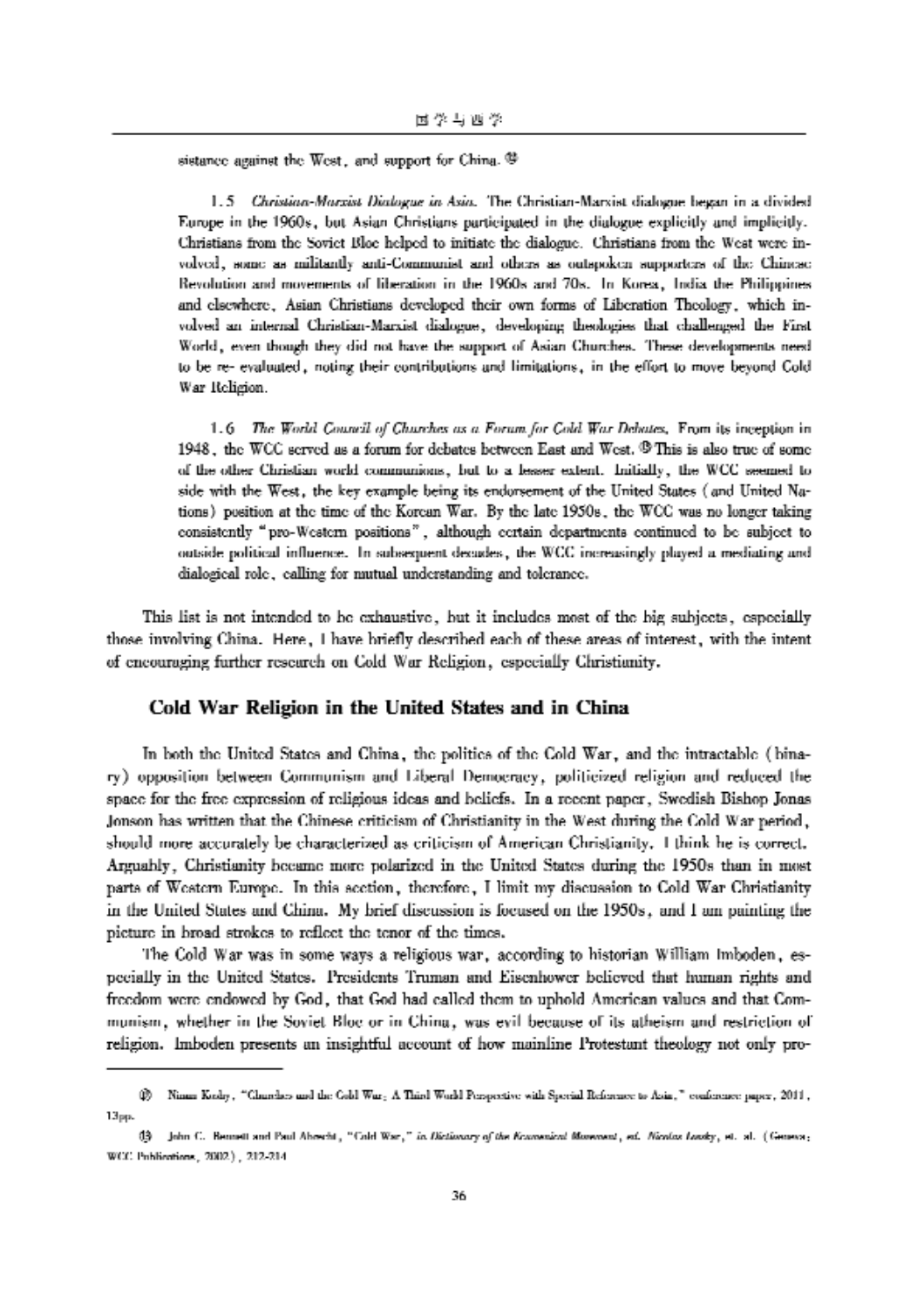sistance against the West, and support for China. [12]

1.5 *Christian-Marxist Dialogue in Asia.* The Christian-Marxist dialogue began in a divided Europe in the 1960s, but Asian Christians participated in the dialogue explicitly and implicitly. Christians from the Soviet Bloc helped to initiate the dialogue. Christians from the West were involved, some as militantly anti-Communist and others as outspoken supporters of the Chinese Revolution and movements of liberation in the 1960s and 70s. In Korea, India the Philippines and elsewhere, Asian Christians developed their own forms of Liberation Theology, which involved an internal Christian-Marxist dialogue, developing theologies that challenged the First World, even though they did not have the support of Asian Churches. These developments need to be re- evaluated, noting their contributions and limitations, in the effort to move beyond Cold War Religion.

1.6 *The World Council of Churches as a Forum for Cold War Debates.* From its inception in 1948, the WCC served as a forum for debates between East and West. [13] This is also true of some of the other Christian world communions, but to a lesser extent. Initially, the WCC seemed to side with the West, the key example being its endorsement of the United States (and United Nations) position at the time of the Korean War. By the late 1950s, the WCC was no longer taking consistently "pro-Western positions", although certain departments continued to be subject to outside political influence. In subsequent decades, the WCC increasingly played a mediating and dialogical role, calling for mutual understanding and tolerance.

This list is not intended to be exhaustive, but it includes most of the big subjects, especially those involving China. Here, I have briefly described each of these areas of interest, with the intent of encouraging further research on Cold War Religion, especially Christianity.

## Cold War Religion in the United States and in China

In both the United States and China, the politics of the Cold War, and the intractable (binary) opposition between Communism and Liberal Democracy, politicized religion and reduced the space for the free expression of religious ideas and beliefs. In a recent paper, Swedish Bishop Jonas Jonson has written that the Chinese criticism of Christianity in the West during the Cold War period, should more accurately be characterized as criticism of American Christianity. I think he is correct. Arguably, Christianity became more polarized in the United States during the 1950s than in most parts of Western Europe. In this section, therefore, I limit my discussion to Cold War Christianity in the United States and China. My brief discussion is focused on the 1950s, and I am painting the picture in broad strokes to reflect the tenor of the times.

The Cold War was in some ways a religious war, according to historian William Imboden, especially in the United States. Presidents Truman and Eisenhower believed that human rights and freedom were endowed by God, that God had called them to uphold American values and that Communism, whether in the Soviet Bloc or in China, was evil because of its atheism and restriction of religion. Imboden presents an insightful account of how mainline Protestant theology not only pro-

---

[12] Ninan Koshy, "Churches and the Cold War: A Third World Perspective with Special Reference to Asia," conference paper, 2011, 13pp.

[13] John C. Bennett and Paul Abrecht, "Cold War," in *Dictionary of the Ecumenical Movement*, ed. Nicolas Lossky, et. al. (Geneva: WCC Publications, 2002), 212-214.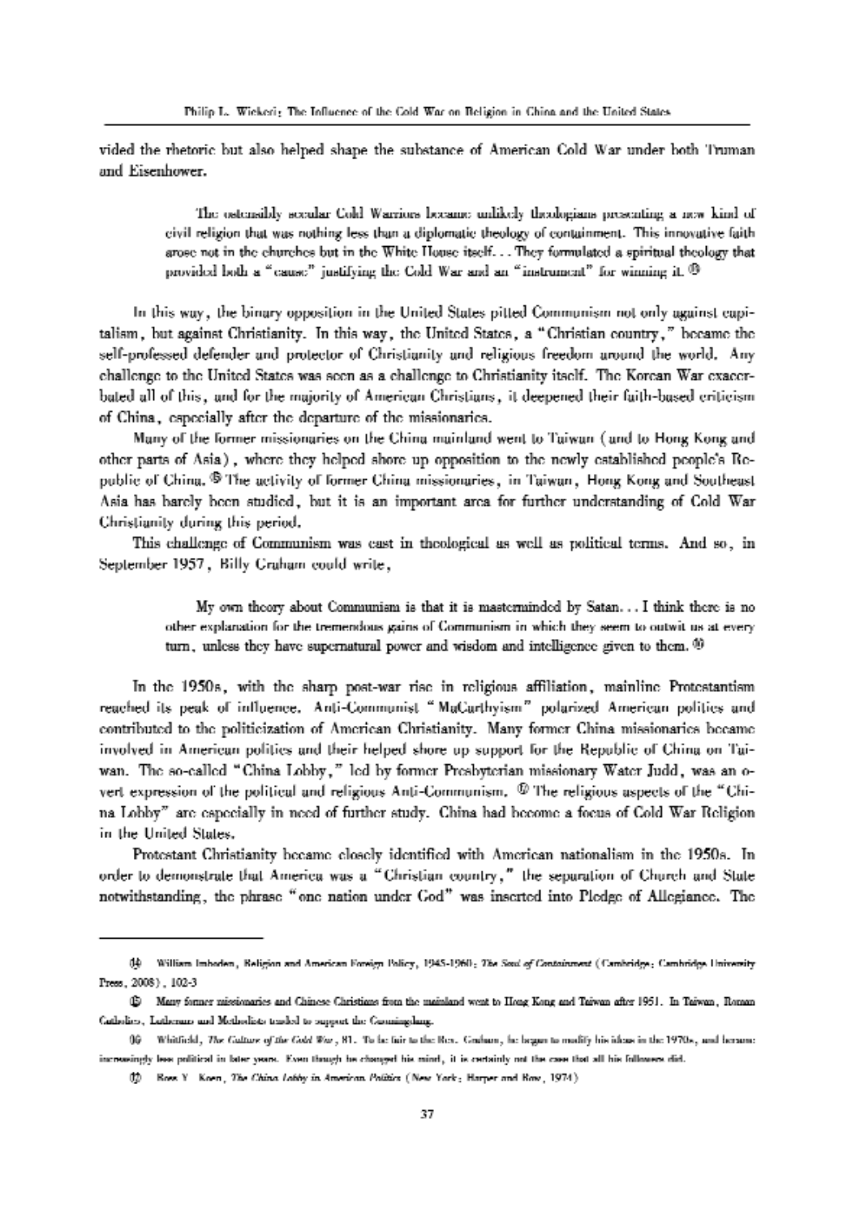vided the rhetoric but also helped shape the substance of American Cold War under both Truman and Eisenhower.

> The ostensibly secular Cold Warriors became unlikely theologians presenting a new kind of civil religion that was nothing less than a diplomatic theology of containment. This innovative faith arose not in the churches but in the White House itself... They formulated a spiritual theology that provided both a "cause" justifying the Cold War and an "instrument" for winning it.[14]

In this way, the binary opposition in the United States pitted Communism not only against capitalism, but against Christianity. In this way, the United States, a "Christian country," became the self-professed defender and protector of Christianity and religious freedom around the world. Any challenge to the United States was seen as a challenge to Christianity itself. The Korean War exacerbated all of this, and for the majority of American Christians, it deepened their faith-based criticism of China, especially after the departure of the missionaries.

Many of the former missionaries on the China mainland went to Taiwan (and to Hong Kong and other parts of Asia), where they helped shore up opposition to the newly established people's Republic of China.[15] The activity of former China missionaries, in Taiwan, Hong Kong and Southeast Asia has barely been studied, but it is an important area for further understanding of Cold War Christianity during this period.

This challenge of Communism was cast in theological as well as political terms. And so, in September 1957, Billy Graham could write,

> My own theory about Communism is that it is masterminded by Satan... I think there is no other explanation for the tremendous gains of Communism in which they seem to outwit us at every turn, unless they have supernatural power and wisdom and intelligence given to them.[16]

In the 1950s, with the sharp post-war rise in religious affiliation, mainline Protestantism reached its peak of influence. Anti-Communist "McCarthyism" polarized American politics and contributed to the politicization of American Christianity. Many former China missionaries became involved in American politics and their helped shore up support for the Republic of China on Taiwan. The so-called "China Lobby," led by former Presbyterian missionary Water Judd, was an overt expression of the political and religious Anti-Communism.[17] The religious aspects of the "China Lobby" are especially in need of further study. China had become a focus of Cold War Religion in the United States.

Protestant Christianity became closely identified with American nationalism in the 1950s. In order to demonstrate that America was a "Christian country," the separation of Church and State notwithstanding, the phrase "one nation under God" was inserted into Pledge of Allegiance. The

---

[14] William Inboden, Religion and American Foreign Policy, 1945-1960: *The Soul of Containment* (Cambridge: Cambridge University Press, 2008), 102-3

[15] Many former missionaries and Chinese Christians from the mainland went to Hong Kong and Taiwan after 1951. In Taiwan, Roman Catholics, Lutherans and Methodists tended to support the Guomindang.

[16] Whitfield, *The Culture of the Cold War*, 81. To be fair to the Rev. Graham, he began to modify his ideas in the 1970s, and became increasingly less political in later years. Even though he changed his mind, it is certainly not the case that all his followers did.

[17] Ross Y. Koen, *The China Lobby in American Politics* (New York: Harper and Row, 1974)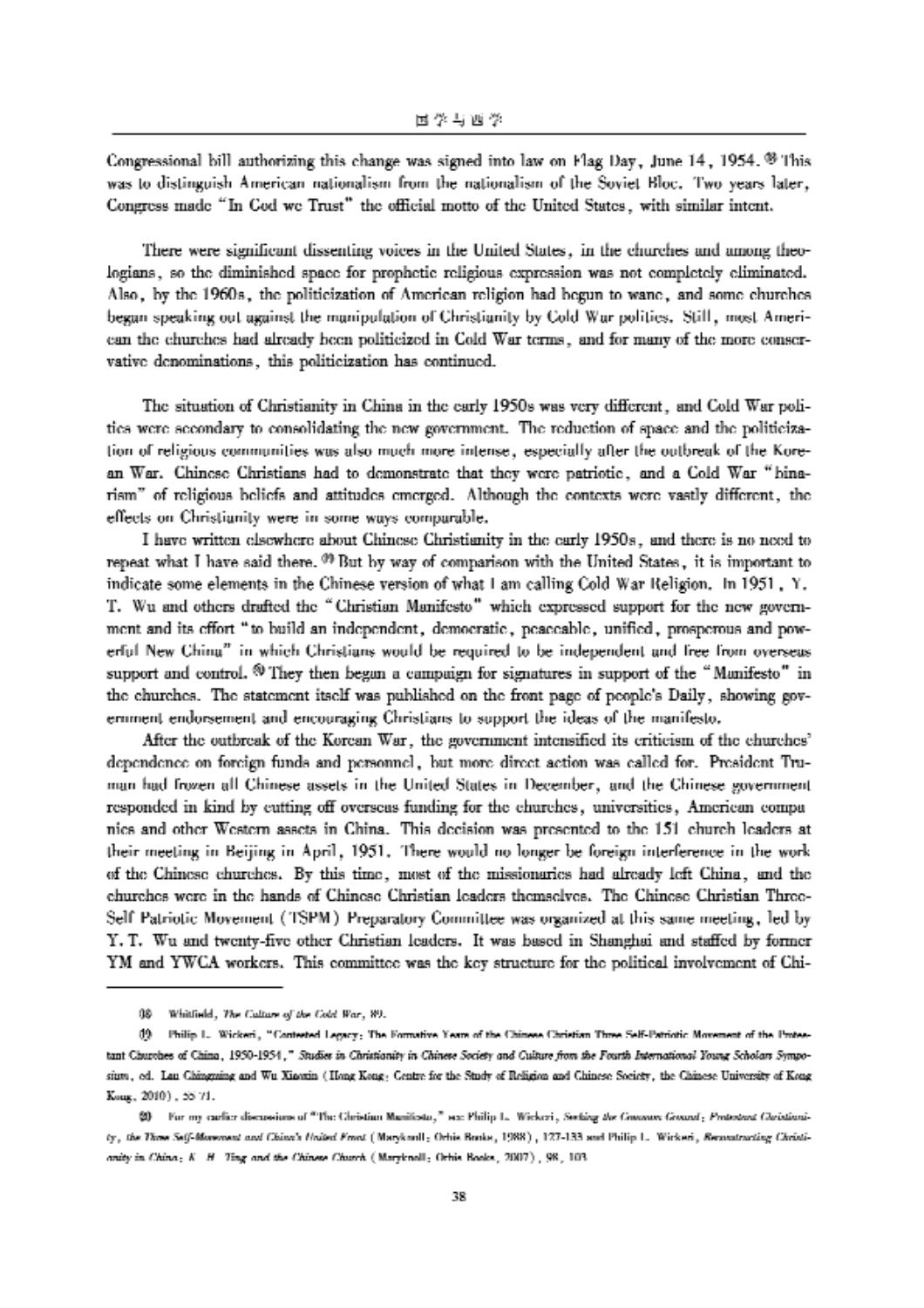Congressional bill authorizing this change was signed into law on Flag Day, June 14, 1954.[18] This was to distinguish American nationalism from the nationalism of the Soviet Bloc. Two years later, Congress made "In God we Trust" the official motto of the United States, with similar intent.

There were significant dissenting voices in the United States, in the churches and among theologians, so the diminished space for prophetic religious expression was not completely eliminated. Also, by the 1960s, the politicization of American religion had begun to wane, and some churches began speaking out against the manipulation of Christianity by Cold War politics. Still, most American the churches had already been politicized in Cold War terms, and for many of the more conservative denominations, this politicization has continued.

The situation of Christianity in China in the early 1950s was very different, and Cold War politics were secondary to consolidating the new government. The reduction of space and the politicization of religious communities was also much more intense, especially after the outbreak of the Korean War. Chinese Christians had to demonstrate that they were patriotic, and a Cold War "binarism" of religious beliefs and attitudes emerged. Although the contexts were vastly different, the effects on Christianity were in some ways comparable.

I have written elsewhere about Chinese Christianity in the early 1950s, and there is no need to repeat what I have said there.[19] But by way of comparison with the United States, it is important to indicate some elements in the Chinese version of what I am calling Cold War Religion. In 1951, Y. T. Wu and others drafted the "Christian Manifesto" which expressed support for the new government and its effort "to build an independent, democratic, peaceable, unified, prosperous and powerful New China" in which Christians would be required to be independent and free from overseas support and control.[20] They then begun a campaign for signatures in support of the "Manifesto" in the churches. The statement itself was published on the front page of people's Daily, showing government endorsement and encouraging Christians to support the ideas of the manifesto.

After the outbreak of the Korean War, the government intensified its criticism of the churches' dependence on foreign funds and personnel, but more direct action was called for. President Truman had frozen all Chinese assets in the United States in December, and the Chinese government responded in kind by cutting off overseas funding for the churches, universities, American companies and other Western assets in China. This decision was presented to the 151 church leaders at their meeting in Beijing in April, 1951. There would no longer be foreign interference in the work of the Chinese churches. By this time, most of the missionaries had already left China, and the churches were in the hands of Chinese Christian leaders themselves. The Chinese Christian Three-Self Patriotic Movement (TSPM) Preparatory Committee was organized at this same meeting, led by Y. T. Wu and twenty-five other Christian leaders. It was based in Shanghai and staffed by former YM and YWCA workers. This committee was the key structure for the political involvement of Chi-

---

[18] Whitfield, *The Culture of the Cold War*, 89.

[19] Philip L. Wickeri, "Contested Legacy: The Formative Years of the Chinese Christian Three Self-Patriotic Movement of the Protestant Churches of China, 1950-1954," *Studies in Christianity in Chinese Society and Culture from the Fourth International Young Scholars Symposium*, ed. Lau Chingming and Wu Xiaoxin (Hong Kong: Centre for the Study of Religion and Chinese Society, the Chinese University of Kong Kong, 2010), 55-71.

[20] For my earlier discussions of "The Christian Manifesto," see Philip L. Wickeri, *Seeking the Common Ground: Protestant Christianity, the Three Self-Movement and China's United Front* (Maryknoll: Orbis Books, 1988), 127-133 and Philip L. Wickeri, *Reconstructing Christianity in China: K. H. Ting and the Chinese Church* (Maryknoll: Orbis Books, 2007), 98, 103.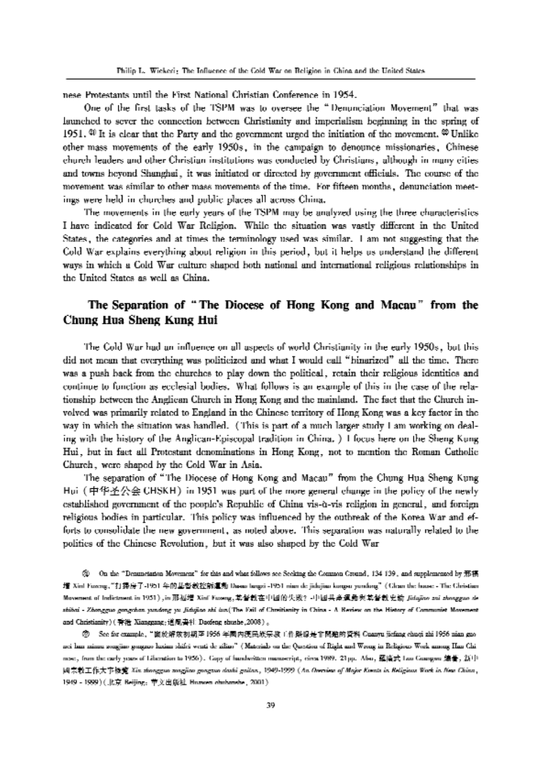nese Protestants until the First National Christian Conference in 1954.

One of the first tasks of the TSPM was to oversee the "Denunciation Movement" that was launched to sever the connection between Christianity and imperialism beginning in the spring of 1951.[21] It is clear that the Party and the government urged the initiation of the movement.[22] Unlike other mass movements of the early 1950s, in the campaign to denounce missionaries, Chinese church leaders and other Christian institutions was conducted by Christians, although in many cities and towns beyond Shanghai, it was initiated or directed by government officials. The course of the movement was similar to other mass movements of the time. For fifteen months, denunciation meetings were held in churches and public places all across China.

The movements in the early years of the TSPM may be analyzed using the three characteristics I have indicated for Cold War Religion. While the situation was vastly different in the United States, the categories and at times the terminology used was similar. I am not suggesting that the Cold War explains everything about religion in this period, but it helps us understand the different ways in which a Cold War culture shaped both national and international religious relationships in the United States as well as China.

## The Separation of "The Diocese of Hong Kong and Macau" from the Chung Hua Sheng Kung Hui

The Cold War had an influence on all aspects of world Christianity in the early 1950s, but this did not mean that everything was politicized and what I would call "binarized" all the time. There was a push back from the churches to play down the political, retain their religious identities and continue to function as ecclesial bodies. What follows is an example of this in the case of the relationship between the Anglican Church in Hong Kong and the mainland. The fact that the Church involved was primarily related to England in the Chinese territory of Hong Kong was a key factor in the way in which the situation was handled. (This is part of a much larger study I am working on dealing with the history of the Anglican-Episcopal tradition in China.) I focus here on the Sheng Kung Hui, but in fact all Protestant denominations in Hong Kong, not to mention the Roman Catholic Church, were shaped by the Cold War in Asia.

The separation of "The Diocese of Hong Kong and Macau" from the Chung Hua Sheng Kung Hui (中华圣公会 CHSKH) in 1951 was part of the more general change in the policy of the newly established government of the people's Republic of China vis-à-vis religion in general, and foreign religious bodies in particular. This policy was influenced by the outbreak of the Korea War and efforts to consolidate the new government, as noted above. This separation was naturally related to the politics of the Chinese Revolution, but it was also shaped by the Cold War

[21] On the "Denunciation Movement" for this and what follows see Seeking the Common Ground, 134-139, and supplemented by 邢福增 Xing Fuzeng, "打扫房子-1951 年的基督教控诉运动 Dasao fangzi-1951 nian de jidujiao kongsu yundong" (Clean the house - The Christian Movement of Indictment in 1951), in 邢福增 Xing Fuzeng, 基督教在中国的失败? -中国共产党运动与基督教史论 *Jidujiao zai zhongguo de shibai - Zhongguo gongchan yundong yu Jidujiao shi lun* (The Fail of Christianity in China - A Review on the History of Communist Movement and Christianity) (香港 Xianggang: 道风书社 Daofeng shushe, 2008).

[22] See for example, "解放解放初期至 1956 年国内汉民族宗教工作路线是非问题的资料 Cuanyu jiefang chuqi zhi 1956 nian guonei han minzu zongjiao gongzuo luxian shifei wenti de ziliao" (Materials on the Question of Right and Wrong in Religious Work among Han Chinese, from the early years of Liberation to 1956). Copy of handwritten manuscript, circa 1989. 21pp. Also, 罗广武 Luo Guangwu 编著, 新中国宗教工作大事概览 *Xin zhongguo zongjiao gongzuo dashi gailan*, 1949-1999 (*An Overview of Major Events in Religious Work in New China*, 1949 - 1999) (北京 Beijing: 华文出版社 Huawen chubanshe, 2001)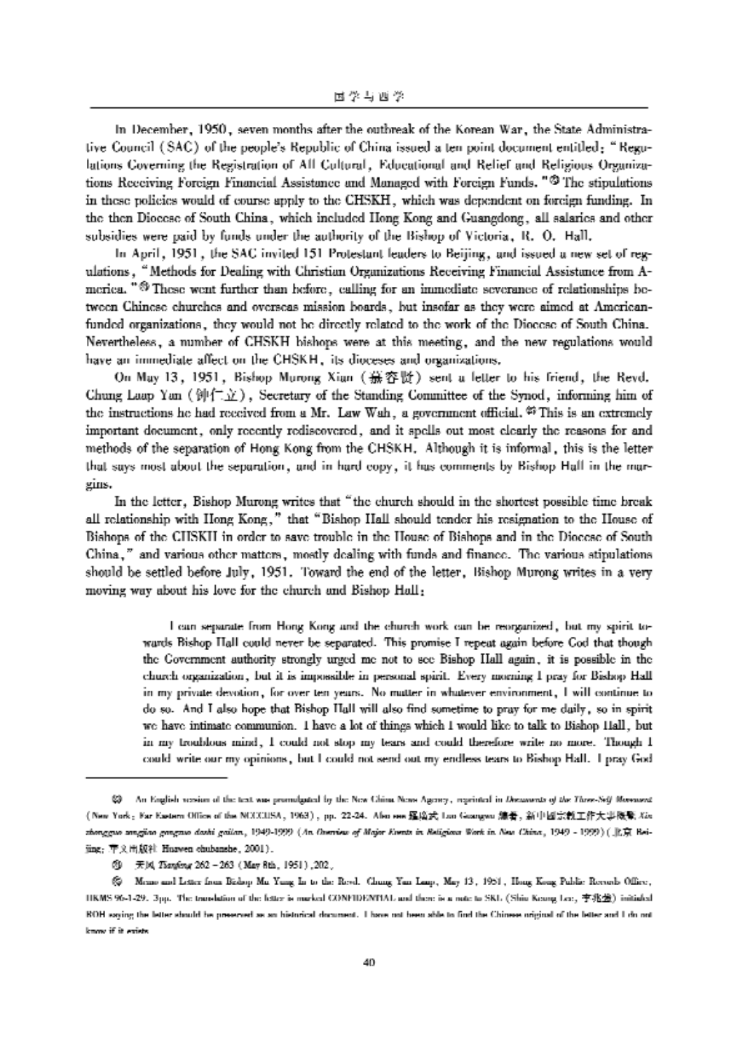In December, 1950, seven months after the outbreak of the Korean War, the State Administrative Council (SAC) of the people's Republic of China issued a ten point document entitled: "Regulations Covering the Registration of All Cultural, Educational and Relief and Religious Organizations Receiving Foreign Financial Assistance and Managed with Foreign Funds."[53] The stipulations in these policies would of course apply to the CHSKH, which was dependent on foreign funding. In the then Diocese of South China, which included Hong Kong and Guangdong, all salaries and other subsidies were paid by funds under the authority of the Bishop of Victoria, R. O. Hall.

In April, 1951, the SAC invited 151 Protestant leaders to Beijing, and issued a new set of regulations, "Methods for Dealing with Christian Organizations Receiving Financial Assistance from America."[54] These went further than before, calling for an immediate severance of relationships between Chinese churches and overseas mission boards, but insofar as they were aimed at American-funded organizations, they would not be directly related to the work of the Diocese of South China. Nevertheless, a number of CHSKH bishops were at this meeting, and the new regulations would have an immediate affect on the CHSKH, its dioceses and organizations.

On May 13, 1951, Bishop Murong Xian (莫容贤) sent a letter to his friend, the Revd. Chung Laap Yan (钟仁立), Secretary of the Standing Committee of the Synod, informing him of the instructions he had received from a Mr. Law Wah, a government official.[55] This is an extremely important document, only recently rediscovered, and it spells out most clearly the reasons for and methods of the separation of Hong Kong from the CHSKH. Although it is informal, this is the letter that says most about the separation, and in hard copy, it has comments by Bishop Hall in the margins.

In the letter, Bishop Murong writes that "the church should in the shortest possible time break all relationship with Hong Kong," that "Bishop Hall should tender his resignation to the House of Bishops of the CHSKH in order to save trouble in the House of Bishops and in the Diocese of South China," and various other matters, mostly dealing with funds and finance. The various stipulations should be settled before July, 1951. Toward the end of the letter, Bishop Murong writes in a very moving way about his love for the church and Bishop Hall:

> I can separate from Hong Kong and the church work can be reorganized, but my spirit towards Bishop Hall could never be separated. This promise I repeat again before God that though the Government authority strongly urged me not to see Bishop Hall again, it is possible in the church organization, but it is impossible in personal spirit. Every morning I pray for Bishop Hall in my private devotion, for over ten years. No matter in whatever environment, I will continue to do so. And I also hope that Bishop Hall will also find sometime to pray for me daily, so in spirit we have intimate communion. I have a lot of things which I would like to talk to Bishop Hall, but in my troublous mind, I could not stop my tears and could therefore write no more. Though I could write our my opinions, but I could not send out my endless tears to Bishop Hall. I pray God

---

[53] An English version of the text was promulgated by the New China News Agency, reprinted in *Documents of the Three-Self Movement* (New York: Far Eastern Office of the NCCCUSA, 1963), pp. 22-24. Also see 罗广武 Luo Guangwu 编著, 新中国宗教工作大事概览 *Xin zhongguo zongjiao gongzuo dashi gailan*, 1949-1999 (*An Overview of Major Events in Religious Work in New China*, 1949 - 1999) (北京 Beijing: 华文出版社 Huawen chubanshe, 2001).

[54] 天风 *Tianfeng* 262 – 263 (May 8th, 1951), 202.

[55] Memo and Letter from Bishop Mu Yung In to the Revd. Chung Yan Laap, May 13, 1951, Hong Kong Public Records Office, HKMS 96-1-29. 3pp. The translation of the letter is marked CONFIDENTIAL and there is a note to SKL (Shiu Keung Lee, 李兆强) initialed ROH saying the letter should be preserved as an historical document. I have not been able to find the Chinese original of the letter and I do not know if it exists.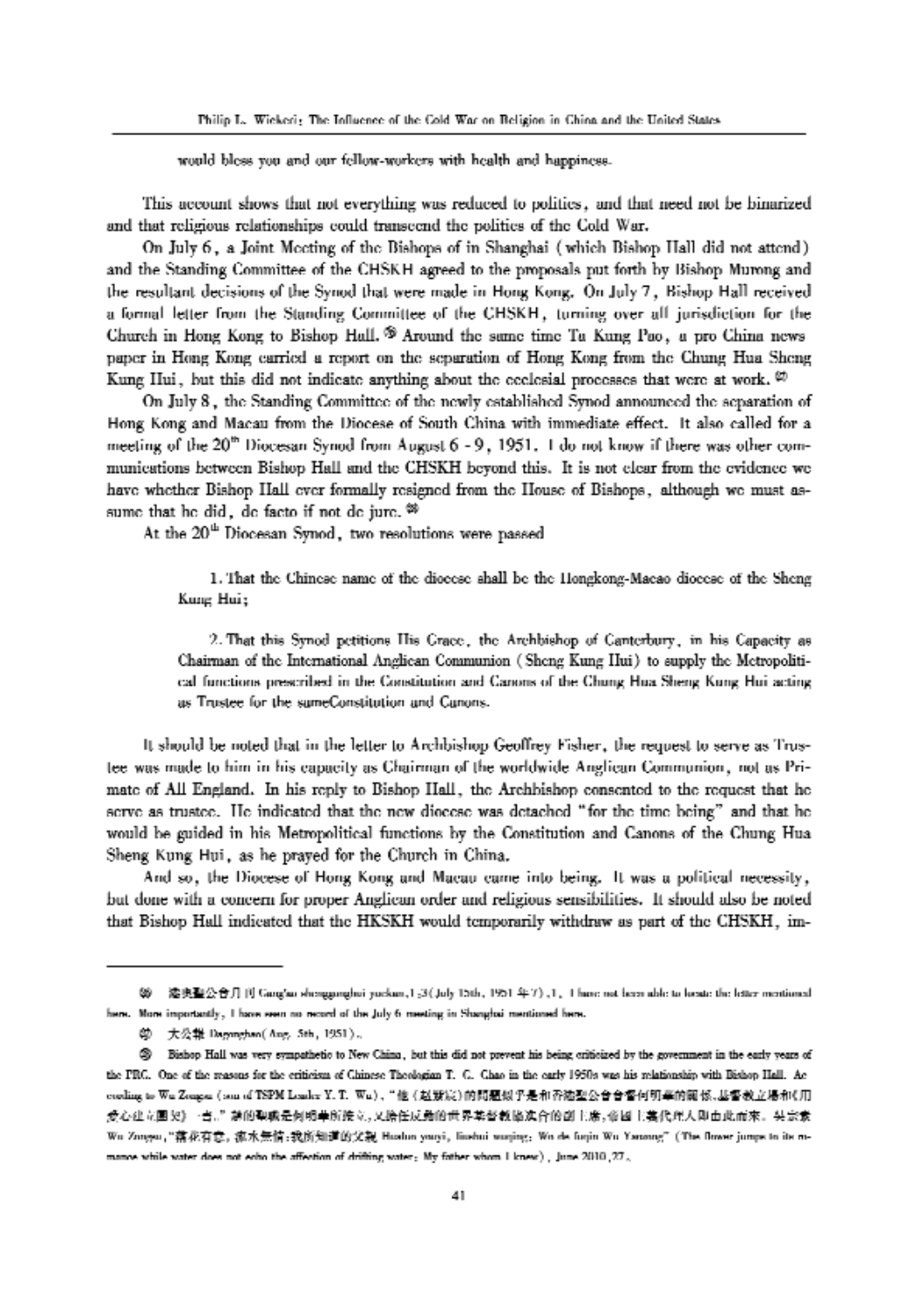would bless you and our fellow-workers with health and happiness.

This account shows that not everything was reduced to politics, and that need not be binarized and that religious relationships could transcend the politics of the Cold War.

On July 6, a Joint Meeting of the Bishops of in Shanghai (which Bishop Hall did not attend) and the Standing Committee of the CHSKH agreed to the proposals put forth by Bishop Murong and the resultant decisions of the Synod that were made in Hong Kong. On July 7, Bishop Hall received a formal letter from the Standing Committee of the CHSKH, turning over all jurisdiction for the Church in Hong Kong to Bishop Hall.[48] Around the same time Ta Kung Pao, a pro China news paper in Hong Kong carried a report on the separation of Hong Kong from the Chung Hua Sheng Kung Hui, but this did not indicate anything about the ecclesial processes that were at work.[49]

On July 8, the Standing Committee of the newly established Synod announced the separation of Hong Kong and Macau from the Diocese of South China with immediate effect. It also called for a meeting of the 20[th] Diocesan Synod from August 6 - 9, 1951. I do not know if there was other communications between Bishop Hall and the CHSKH beyond this. It is not clear from the evidence we have whether Bishop Hall ever formally resigned from the House of Bishops, although we must assume that he did, de facto if not de jure.[50]

At the 20[th] Diocesan Synod, two resolutions were passed

> 1. That the Chinese name of the diocese shall be the Hongkong-Macao diocese of the Sheng Kung Hui;
>
> 2. That this Synod petitions His Grace, the Archbishop of Canterbury, in his Capacity as Chairman of the International Anglican Communion (Sheng Kung Hui) to supply the Metropolitical functions prescribed in the Constitution and Canons of the Chung Hua Sheng Kung Hui acting as Trustee for the sameConstitution and Canons.

It should be noted that in the letter to Archbishop Geoffrey Fisher, the request to serve as Trustee was made to him in his capacity as Chairman of the worldwide Anglican Communion, not as Primate of All England. In his reply to Bishop Hall, the Archbishop consented to the request that he serve as trustee. He indicated that the new diocese was detached "for the time being" and that he would be guided in his Metropolitical functions by the Constitution and Canons of the Chung Hua Sheng Kung Hui, as he prayed for the Church in China.

And so, the Diocese of Hong Kong and Macau came into being. It was a political necessity, but done with a concern for proper Anglican order and religious sensibilities. It should also be noted that Bishop Hall indicated that the HKSKH would temporarily withdraw as part of the CHSKH, im-

---

[48] 港澳聖公會月刊 Gang'ao shenggonghui yuekan, 1:3 (July 15th, 1951 年 7), 1. I have not been able to locate the letter mentioned here. More importantly, I have seen no record of the July 6 meeting in Shanghai mentioned here.

[49] 大公報 Dagongbao (Aug. 5th, 1951).

[50] Bishop Hall was very sympathetic to New China, but this did not prevent his being criticized by the government in the early years of the PRC. One of the reasons for the criticism of Chinese Theologian T. C. Chao in the early 1950s was his relationship with Bishop Hall. According to Wu Zongsu (son of TSPM Leader Y. T. Wu), "他（赵紫宸）的问题似乎是和香港圣公会会督何明华的关係，是否救立场和(用爱心建立国家)一言。" 谈的联感是何明华所读立，又除任反動的世界基督教協進会的副主席，帝国主義代理人即由此而來。吴宗素 Wu Zongsu, "落花有意，流水無情：我所知道的父親 Huahua youyi, liushui wuqing: Wo de fuqin Wu Yaozong" (The flower jumps in its romance while water does not echo the affection of drifting water: My father whom I knew), June 2010, 27.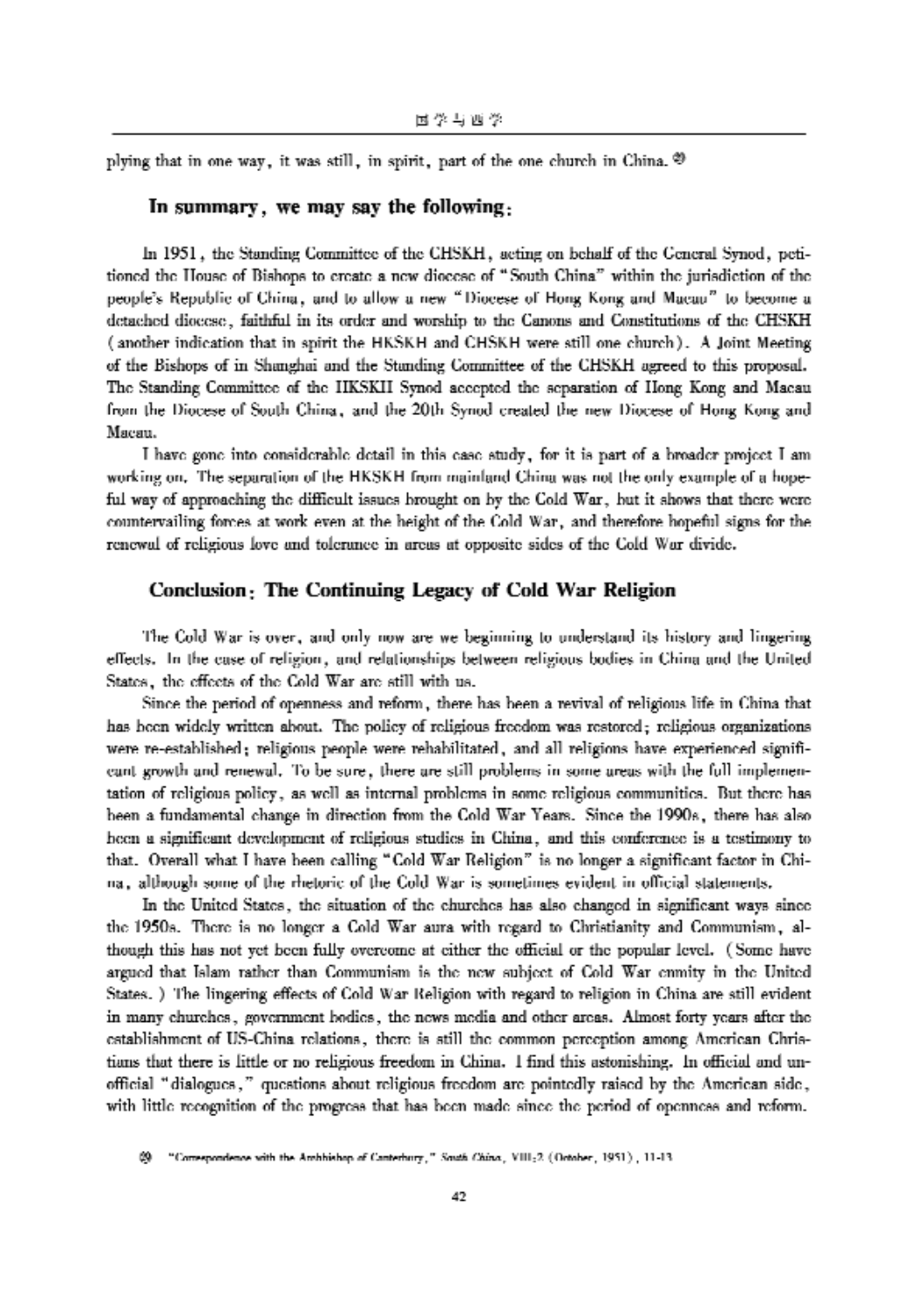plying that in one way, it was still, in spirit, part of the one church in China. [29]

## In summary, we may say the following:

In 1951, the Standing Committee of the CHSKH, acting on behalf of the General Synod, petitioned the House of Bishops to create a new diocese of "South China" within the jurisdiction of the people's Republic of China, and to allow a new "Diocese of Hong Kong and Macau" to become a detached diocese, faithful in its order and worship to the Canons and Constitutions of the CHSKH (another indication that in spirit the HKSKH and CHSKH were still one church). A Joint Meeting of the Bishops of in Shanghai and the Standing Committee of the CHSKH agreed to this proposal. The Standing Committee of the HKSKH Synod accepted the separation of Hong Kong and Macau from the Diocese of South China, and the 20th Synod created the new Diocese of Hong Kong and Macau.

I have gone into considerable detail in this case study, for it is part of a broader project I am working on. The separation of the HKSKH from mainland China was not the only example of a hopeful way of approaching the difficult issues brought on by the Cold War, but it shows that there were countervailing forces at work even at the height of the Cold War, and therefore hopeful signs for the renewal of religious love and tolerance in areas at opposite sides of the Cold War divide.

## Conclusion: The Continuing Legacy of Cold War Religion

The Cold War is over, and only now are we beginning to understand its history and lingering effects. In the case of religion, and relationships between religious bodies in China and the United States, the effects of the Cold War are still with us.

Since the period of openness and reform, there has been a revival of religious life in China that has been widely written about. The policy of religious freedom was restored; religious organizations were re-established; religious people were rehabilitated, and all religions have experienced significant growth and renewal. To be sure, there are still problems in some areas with the full implementation of religious policy, as well as internal problems in some religious communities. But there has been a fundamental change in direction from the Cold War Years. Since the 1990s, there has also been a significant development of religious studies in China, and this conference is a testimony to that. Overall what I have been calling "Cold War Religion" is no longer a significant factor in China, although some of the rhetoric of the Cold War is sometimes evident in official statements.

In the United States, the situation of the churches has also changed in significant ways since the 1950s. There is no longer a Cold War aura with regard to Christianity and Communism, although this has not yet been fully overcome at either the official or the popular level. (Some have argued that Islam rather than Communism is the new subject of Cold War enmity in the United States.) The lingering effects of Cold War Religion with regard to religion in China are still evident in many churches, government bodies, the news media and other areas. Almost forty years after the establishment of US-China relations, there is still the common perception among American Christians that there is little or no religious freedom in China. I find this astonishing. In official and unofficial "dialogues," questions about religious freedom are pointedly raised by the American side, with little recognition of the progress that has been made since the period of openness and reform.

[29] "Correspondence with the Archbishop of Canterbury," *South China*, VIII:2 (October, 1951), 11-13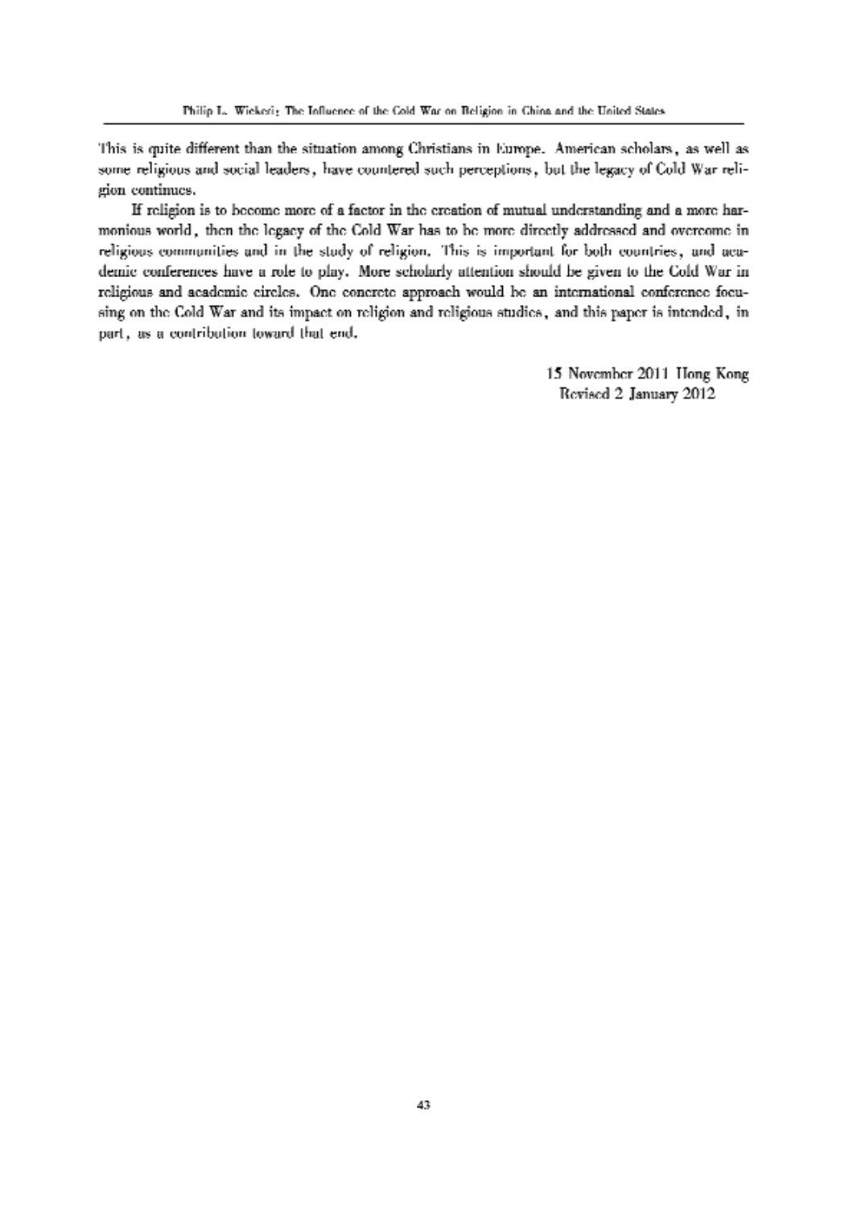This is quite different than the situation among Christians in Europe. American scholars, as well as some religious and social leaders, have countered such perceptions, but the legacy of Cold War religion continues.

If religion is to become more of a factor in the creation of mutual understanding and a more harmonious world, then the legacy of the Cold War has to be more directly addressed and overcome in religious communities and in the study of religion. This is important for both countries, and academic conferences have a role to play. More scholarly attention should be given to the Cold War in religious and academic circles. One concrete approach would be an international conference focusing on the Cold War and its impact on religion and religious studies, and this paper is intended, in part, as a contribution toward that end.

15 November 2011 Hong Kong
Revised 2 January 2012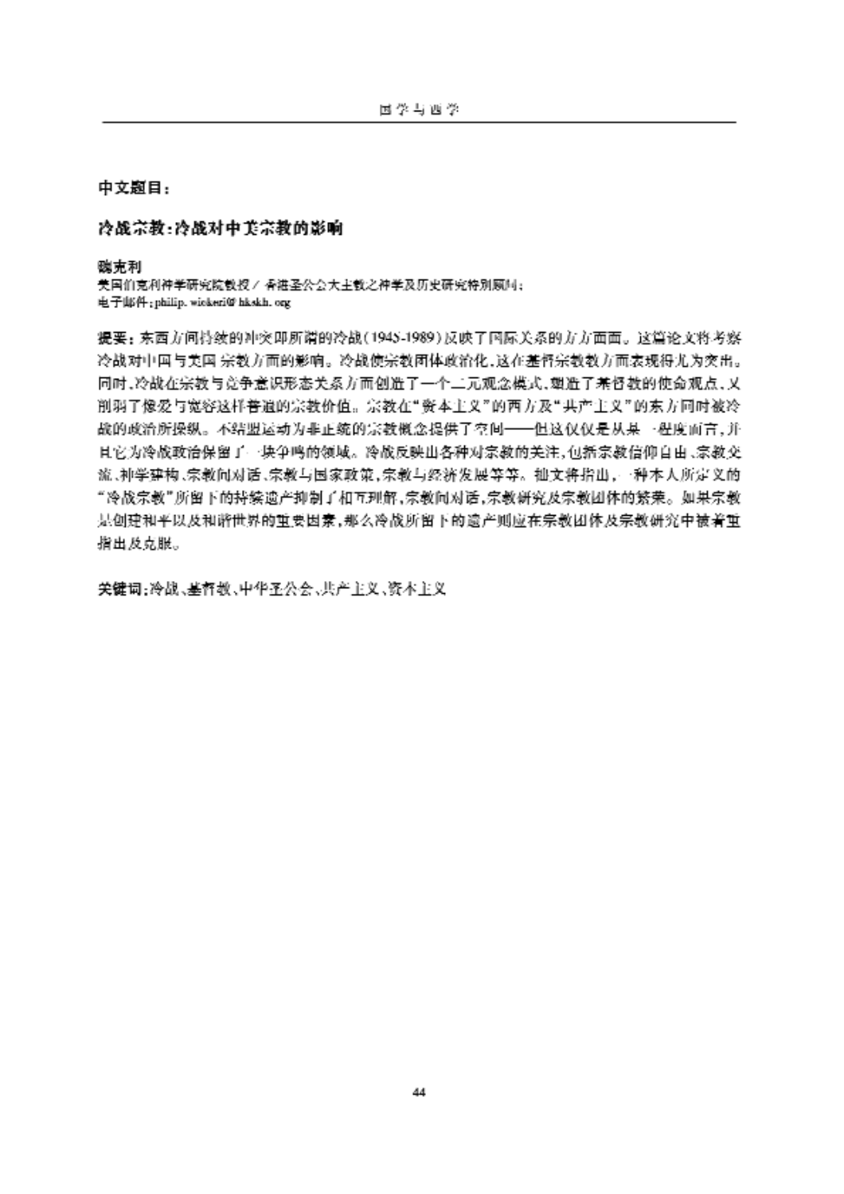**中文题目：**

**冷战宗教：冷战对中美宗教的影响**

**魏克利**

美国伯克利神学研究院教授／香港圣公会大主教之神学及历史研究特别顾问；

电子邮件：philip.wickeri@hkskh.org

**提要：** 东西方间持续的冲突即所谓的冷战(1945-1989)反映了国际关系的方方面面。这篇论文将考察冷战对中国与美国宗教方面的影响。冷战使宗教团体政治化，这在基督宗教教方面表现得尤为突出。同时，冷战在宗教与竞争意识形态关系方面创造了一个二元观念模式，塑造了基督教的使命观点，又削弱了像爱与宽容这样普遍的宗教价值。宗教在"资本主义"的西方及"共产主义"的东方同时被冷战的政治所操纵。不结盟运动为非正统的宗教概念提供了空间——但这仅仅是从某一程度而言，并且它为冷战政治保留了一块争鸣的领域。冷战反映出各种对宗教的关注，包括宗教信仰自由、宗教交流、神学建构、宗教间对话、宗教与国家政策，宗教与经济发展等等。本文将指出，一种本人所定义的"冷战宗教"所留下的持续遗产抑制了相互理解，宗教间对话，宗教研究及宗教团体的繁荣。如果宗教是创建和平以及和谐世界的重要因素，那么冷战所留下的遗产则应在宗教团体及宗教研究中被着重指出及克服。

**关键词：** 冷战、基督教、中华圣公会、共产主义、资本主义